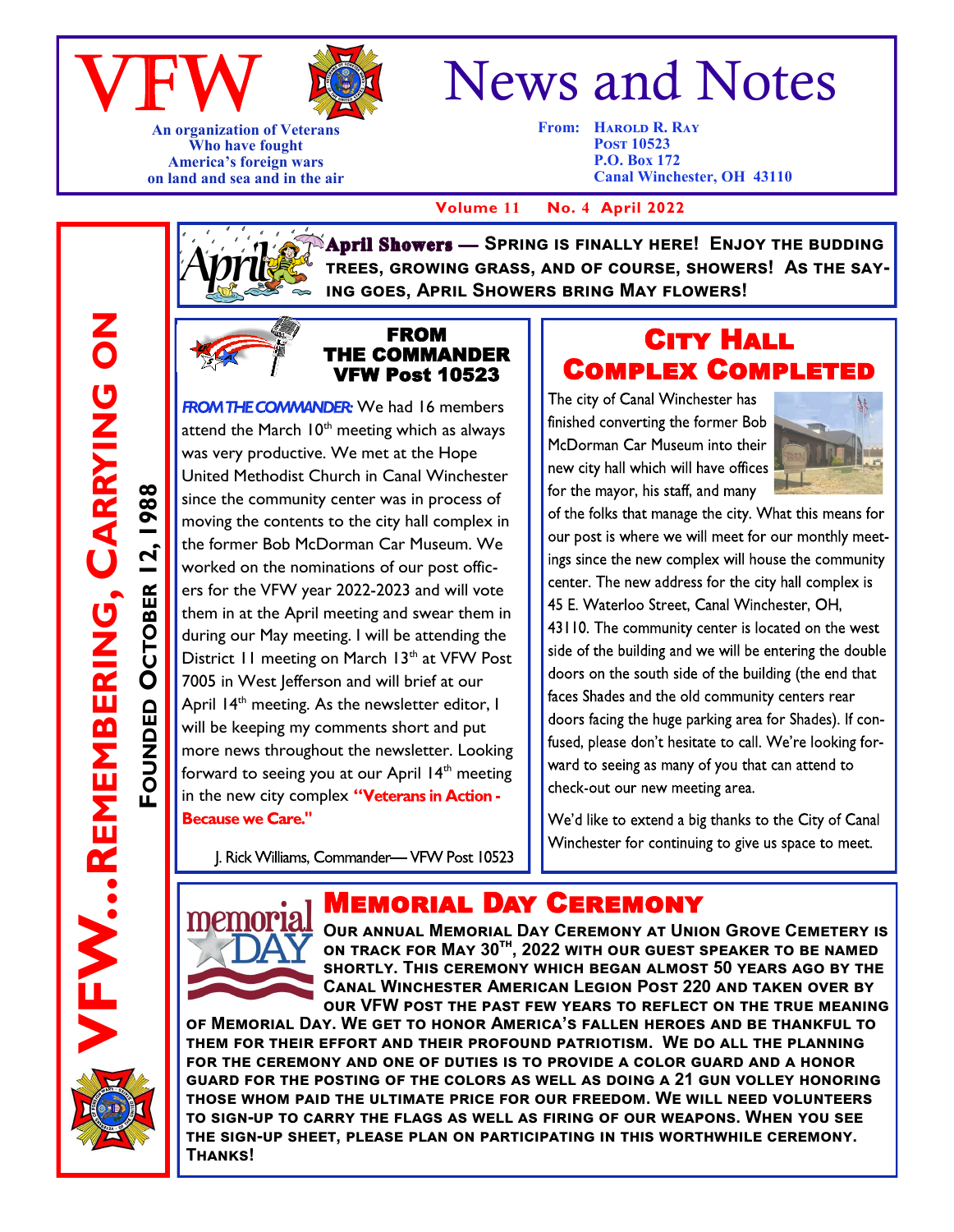# VFW News and Notes

An organization of Veterans
Who have fought
America's foreign wars
on land and sea and in the air

From: Harold R. Ray
Post 10523
P.O. Box 172
Canal Winchester, OH 43110

**Volume 11 No. 4 April 2022**

VFW...Remembering, Carrying On

Founded October 12, 1988

**April Showers — Spring is finally here! Enjoy the budding trees, growing grass, and of course, showers! As the saying goes, April Showers bring May flowers!**

## FROM THE COMMANDER VFW Post 10523

***FROM THE COMMANDER:*** We had 16 members attend the March 10th meeting which as always was very productive. We met at the Hope United Methodist Church in Canal Winchester since the community center was in process of moving the contents to the city hall complex in the former Bob McDorman Car Museum. We worked on the nominations of our post officers for the VFW year 2022-2023 and will vote them in at the April meeting and swear them in during our May meeting. I will be attending the District 11 meeting on March 13th at VFW Post 7005 in West Jefferson and will brief at our April 14th meeting. As the newsletter editor, I will be keeping my comments short and put more news throughout the newsletter. Looking forward to seeing you at our April 14th meeting in the new city complex **"Veterans in Action - Because we Care."**

J. Rick Williams, Commander— VFW Post 10523

## City Hall Complex Completed

The city of Canal Winchester has finished converting the former Bob McDorman Car Museum into their new city hall which will have offices for the mayor, his staff, and many of the folks that manage the city. What this means for our post is where we will meet for our monthly meetings since the new complex will house the community center. The new address for the city hall complex is 45 E. Waterloo Street, Canal Winchester, OH, 43110. The community center is located on the west side of the building and we will be entering the double doors on the south side of the building (the end that faces Shades and the old community centers rear doors facing the huge parking area for Shades). If confused, please don't hesitate to call. We're looking forward to seeing as many of you that can attend to check-out our new meeting area.

We'd like to extend a big thanks to the City of Canal Winchester for continuing to give us space to meet.

## Memorial Day Ceremony

**Our annual Memorial Day Ceremony at Union Grove Cemetery is on track for May 30th, 2022 with our guest speaker to be named shortly. This ceremony which began almost 50 years ago by the Canal Winchester American Legion Post 220 and taken over by our VFW post the past few years to reflect on the true meaning of Memorial Day. We get to honor America's fallen heroes and be thankful to them for their effort and their profound patriotism. We do all the planning for the ceremony and one of duties is to provide a color guard and a honor guard for the posting of the colors as well as doing a 21 gun volley honoring those whom paid the ultimate price for our freedom. We will need volunteers to sign-up to carry the flags as well as firing of our weapons. When you see the sign-up sheet, please plan on participating in this worthwhile ceremony. Thanks!**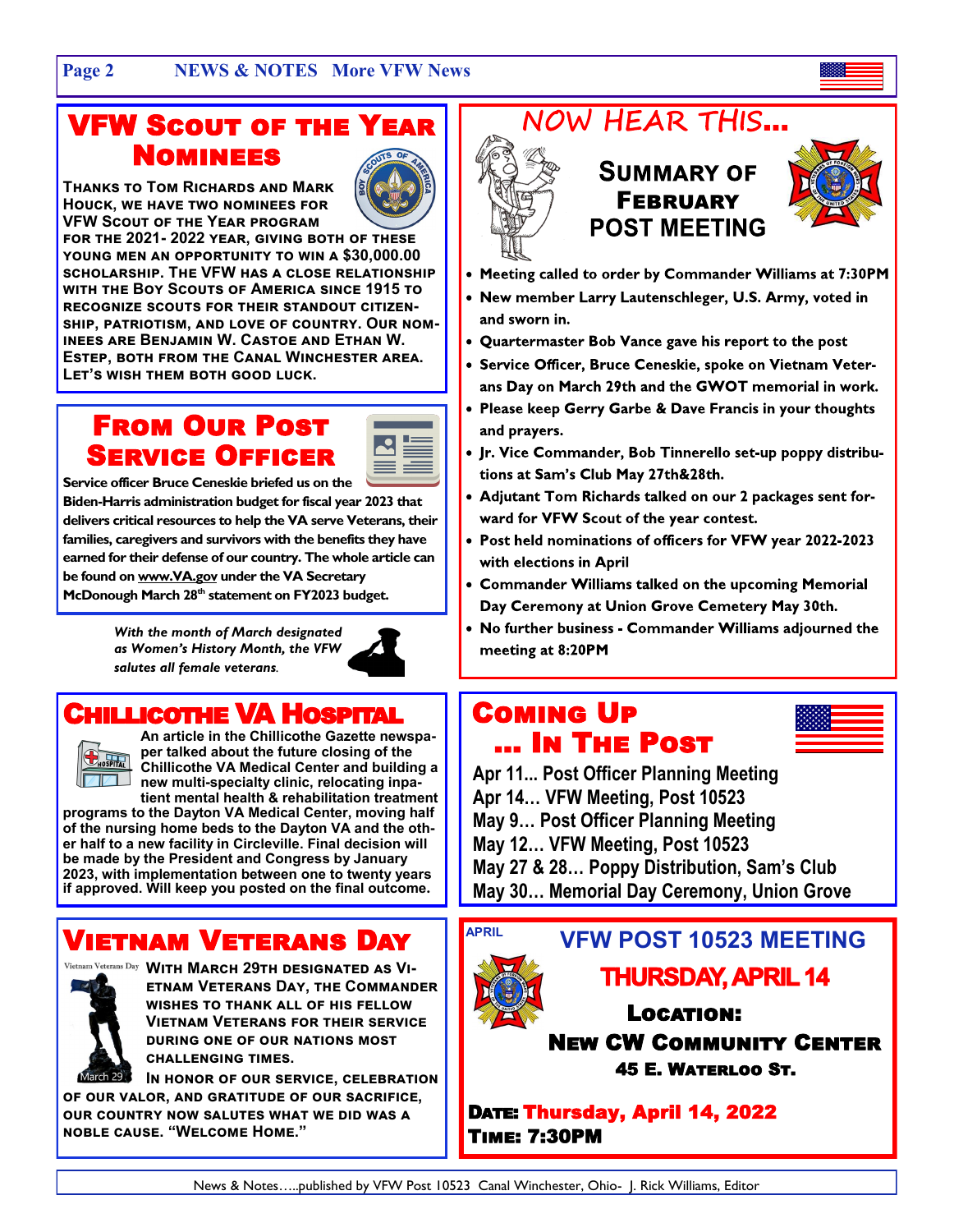## VFW Scout of the Year Nominees

Thanks to Tom Richards and Mark Houck, we have two nominees for VFW Scout of the Year program for the 2021- 2022 year, giving both of these young men an opportunity to win a $30,000.00 scholarship. The VFW has a close relationship with the Boy Scouts of America since 1915 to recognize scouts for their standout citizenship, patriotism, and love of country. Our nominees are Benjamin W. Castoe and Ethan W. Estep, both from the Canal Winchester area. Let's wish them both good luck.

## From Our Post Service Officer

Service officer Bruce Ceneskie briefed us on the Biden-Harris administration budget for fiscal year 2023 that delivers critical resources to help the VA serve Veterans, their families, caregivers and survivors with the benefits they have earned for their defense of our country. The whole article can be found on www.VA.gov under the VA Secretary McDonough March 28th statement on FY2023 budget.

*With the month of March designated as Women's History Month, the VFW salutes all female veterans.*

## Chillicothe VA Hospital

An article in the Chillicothe Gazette newspaper talked about the future closing of the Chillicothe VA Medical Center and building a new multi-specialty clinic, relocating inpatient mental health & rehabilitation treatment programs to the Dayton VA Medical Center, moving half of the nursing home beds to the Dayton VA and the other half to a new facility in Circleville. Final decision will be made by the President and Congress by January 2023, with implementation between one to twenty years if approved. Will keep you posted on the final outcome.

## Vietnam Veterans Day

With March 29th designated as Vietnam Veterans Day, the Commander wishes to thank all of his fellow Vietnam Veterans for their service during one of our nations most challenging times.

In honor of our service, celebration of our valor, and gratitude of our sacrifice, our country now salutes what we did was a noble cause. "Welcome Home."

## Now Hear This...

### Summary of February Post Meeting

- Meeting called to order by Commander Williams at 7:30PM
- New member Larry Lautenschleger, U.S. Army, voted in and sworn in.
- Quartermaster Bob Vance gave his report to the post
- Service Officer, Bruce Ceneskie, spoke on Vietnam Veterans Day on March 29th and the GWOT memorial in work.
- Please keep Gerry Garbe & Dave Francis in your thoughts and prayers.
- Jr. Vice Commander, Bob Tinnerello set-up poppy distributions at Sam's Club May 27th&28th.
- Adjutant Tom Richards talked on our 2 packages sent forward for VFW Scout of the year contest.
- Post held nominations of officers for VFW year 2022-2023 with elections in April
- Commander Williams talked on the upcoming Memorial Day Ceremony at Union Grove Cemetery May 30th.
- No further business - Commander Williams adjourned the meeting at 8:20PM

## Coming Up ... In The Post

Apr 11... Post Officer Planning Meeting
Apr 14... VFW Meeting, Post 10523
May 9... Post Officer Planning Meeting
May 12... VFW Meeting, Post 10523
May 27 & 28... Poppy Distribution, Sam's Club
May 30... Memorial Day Ceremony, Union Grove

## VFW Post 10523 Meeting

APRIL

### Thursday, April 14

**Location:**
**New CW Community Center**
**45 E. Waterloo St.**

**Date:** Thursday, April 14, 2022
**Time:** 7:30PM

News & Notes…..published by VFW Post 10523 Canal Winchester, Ohio- J. Rick Williams, Editor